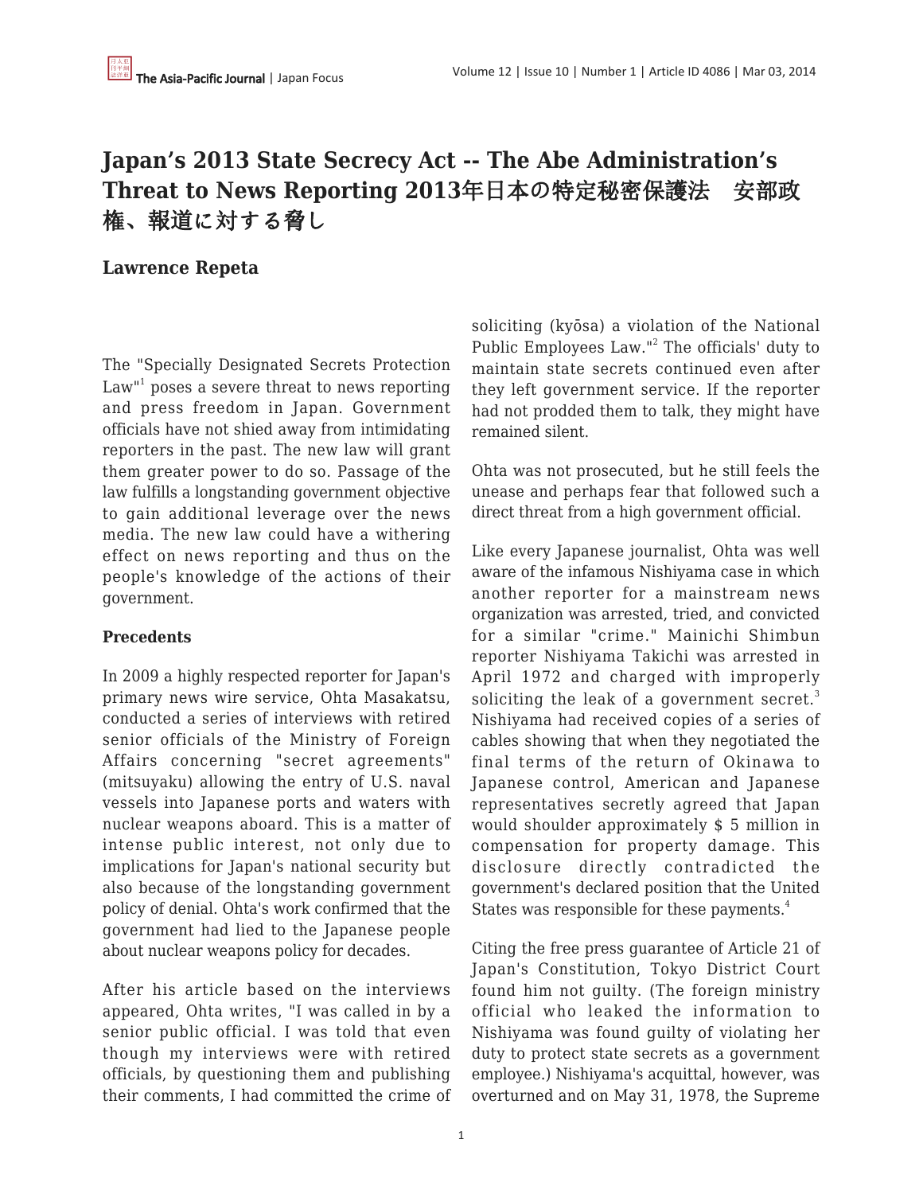# Japan's 2013 State Secrecy Act -- The Abe Administration's Threat to News Reporting 2013年日本の特定秘密保護法　安部政権、報道に対する脅し

**Lawrence Repeta**

The "Specially Designated Secrets Protection Law"[1] poses a severe threat to news reporting and press freedom in Japan. Government officials have not shied away from intimidating reporters in the past. The new law will grant them greater power to do so. Passage of the law fulfills a longstanding government objective to gain additional leverage over the news media. The new law could have a withering effect on news reporting and thus on the people's knowledge of the actions of their government.

**Precedents**

In 2009 a highly respected reporter for Japan's primary news wire service, Ohta Masakatsu, conducted a series of interviews with retired senior officials of the Ministry of Foreign Affairs concerning "secret agreements" (mitsuyaku) allowing the entry of U.S. naval vessels into Japanese ports and waters with nuclear weapons aboard. This is a matter of intense public interest, not only due to implications for Japan's national security but also because of the longstanding government policy of denial. Ohta's work confirmed that the government had lied to the Japanese people about nuclear weapons policy for decades.

After his article based on the interviews appeared, Ohta writes, "I was called in by a senior public official. I was told that even though my interviews were with retired officials, by questioning them and publishing their comments, I had committed the crime of soliciting (kyōsa) a violation of the National Public Employees Law."[2] The officials' duty to maintain state secrets continued even after they left government service. If the reporter had not prodded them to talk, they might have remained silent.

Ohta was not prosecuted, but he still feels the unease and perhaps fear that followed such a direct threat from a high government official.

Like every Japanese journalist, Ohta was well aware of the infamous Nishiyama case in which another reporter for a mainstream news organization was arrested, tried, and convicted for a similar "crime." Mainichi Shimbun reporter Nishiyama Takichi was arrested in April 1972 and charged with improperly soliciting the leak of a government secret.[3] Nishiyama had received copies of a series of cables showing that when they negotiated the final terms of the return of Okinawa to Japanese control, American and Japanese representatives secretly agreed that Japan would shoulder approximately $ 5 million in compensation for property damage. This disclosure directly contradicted the government's declared position that the United States was responsible for these payments.[4]

Citing the free press guarantee of Article 21 of Japan's Constitution, Tokyo District Court found him not guilty. (The foreign ministry official who leaked the information to Nishiyama was found guilty of violating her duty to protect state secrets as a government employee.) Nishiyama's acquittal, however, was overturned and on May 31, 1978, the Supreme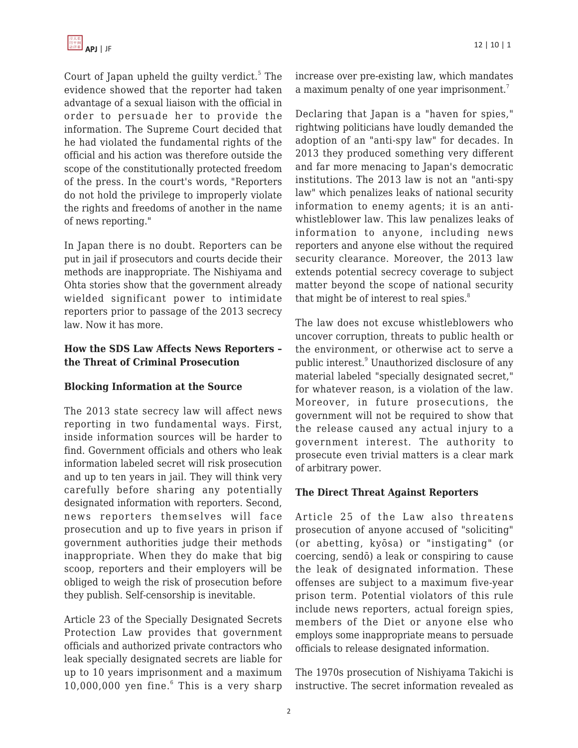Court of Japan upheld the guilty verdict.[5] The evidence showed that the reporter had taken advantage of a sexual liaison with the official in order to persuade her to provide the information. The Supreme Court decided that he had violated the fundamental rights of the official and his action was therefore outside the scope of the constitutionally protected freedom of the press. In the court's words, "Reporters do not hold the privilege to improperly violate the rights and freedoms of another in the name of news reporting."

In Japan there is no doubt. Reporters can be put in jail if prosecutors and courts decide their methods are inappropriate. The Nishiyama and Ohta stories show that the government already wielded significant power to intimidate reporters prior to passage of the 2013 secrecy law. Now it has more.

**How the SDS Law Affects News Reporters – the Threat of Criminal Prosecution**

**Blocking Information at the Source**

The 2013 state secrecy law will affect news reporting in two fundamental ways. First, inside information sources will be harder to find. Government officials and others who leak information labeled secret will risk prosecution and up to ten years in jail. They will think very carefully before sharing any potentially designated information with reporters. Second, news reporters themselves will face prosecution and up to five years in prison if government authorities judge their methods inappropriate. When they do make that big scoop, reporters and their employers will be obliged to weigh the risk of prosecution before they publish. Self-censorship is inevitable.

Article 23 of the Specially Designated Secrets Protection Law provides that government officials and authorized private contractors who leak specially designated secrets are liable for up to 10 years imprisonment and a maximum 10,000,000 yen fine.[6] This is a very sharp increase over pre-existing law, which mandates a maximum penalty of one year imprisonment.[7]

Declaring that Japan is a "haven for spies," rightwing politicians have loudly demanded the adoption of an "anti-spy law" for decades. In 2013 they produced something very different and far more menacing to Japan's democratic institutions. The 2013 law is not an "anti-spy law" which penalizes leaks of national security information to enemy agents; it is an anti-whistleblower law. This law penalizes leaks of information to anyone, including news reporters and anyone else without the required security clearance. Moreover, the 2013 law extends potential secrecy coverage to subject matter beyond the scope of national security that might be of interest to real spies.[8]

The law does not excuse whistleblowers who uncover corruption, threats to public health or the environment, or otherwise act to serve a public interest.[9] Unauthorized disclosure of any material labeled "specially designated secret," for whatever reason, is a violation of the law. Moreover, in future prosecutions, the government will not be required to show that the release caused any actual injury to a government interest. The authority to prosecute even trivial matters is a clear mark of arbitrary power.

**The Direct Threat Against Reporters**

Article 25 of the Law also threatens prosecution of anyone accused of "soliciting" (or abetting, kyōsa) or "instigating" (or coercing, sendō) a leak or conspiring to cause the leak of designated information. These offenses are subject to a maximum five-year prison term. Potential violators of this rule include news reporters, actual foreign spies, members of the Diet or anyone else who employs some inappropriate means to persuade officials to release designated information.

The 1970s prosecution of Nishiyama Takichi is instructive. The secret information revealed as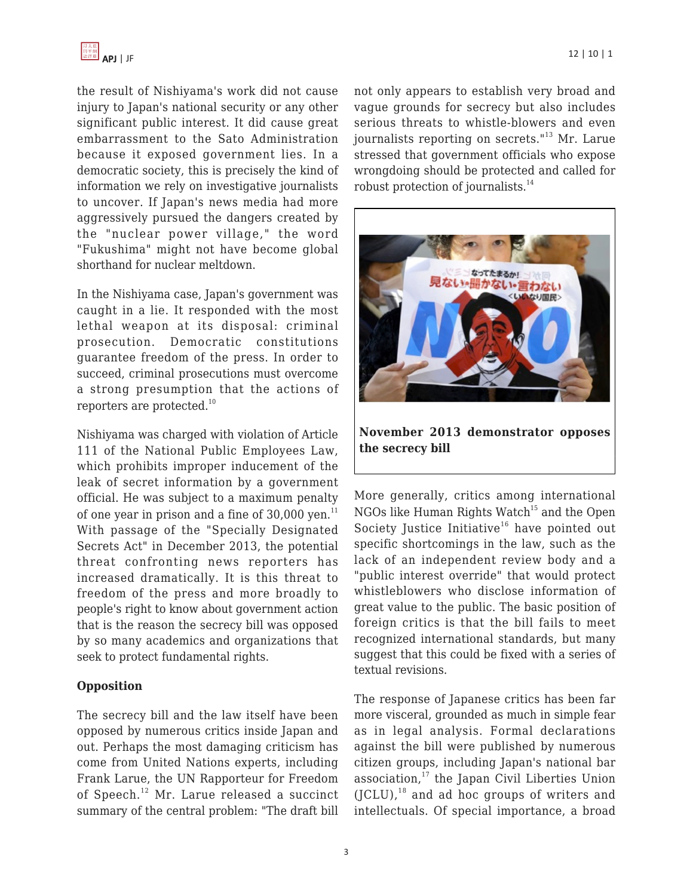the result of Nishiyama's work did not cause injury to Japan's national security or any other significant public interest. It did cause great embarrassment to the Sato Administration because it exposed government lies. In a democratic society, this is precisely the kind of information we rely on investigative journalists to uncover. If Japan's news media had more aggressively pursued the dangers created by the "nuclear power village," the word "Fukushima" might not have become global shorthand for nuclear meltdown.

In the Nishiyama case, Japan's government was caught in a lie. It responded with the most lethal weapon at its disposal: criminal prosecution. Democratic constitutions guarantee freedom of the press. In order to succeed, criminal prosecutions must overcome a strong presumption that the actions of reporters are protected.[10]

Nishiyama was charged with violation of Article 111 of the National Public Employees Law, which prohibits improper inducement of the leak of secret information by a government official. He was subject to a maximum penalty of one year in prison and a fine of 30,000 yen.[11] With passage of the "Specially Designated Secrets Act" in December 2013, the potential threat confronting news reporters has increased dramatically. It is this threat to freedom of the press and more broadly to people's right to know about government action that is the reason the secrecy bill was opposed by so many academics and organizations that seek to protect fundamental rights.

**Opposition**

The secrecy bill and the law itself have been opposed by numerous critics inside Japan and out. Perhaps the most damaging criticism has come from United Nations experts, including Frank Larue, the UN Rapporteur for Freedom of Speech.[12] Mr. Larue released a succinct summary of the central problem: "The draft bill not only appears to establish very broad and vague grounds for secrecy but also includes serious threats to whistle-blowers and even journalists reporting on secrets."[13] Mr. Larue stressed that government officials who expose wrongdoing should be protected and called for robust protection of journalists.[14]

**November 2013 demonstrator opposes the secrecy bill**

More generally, critics among international NGOs like Human Rights Watch[15] and the Open Society Justice Initiative[16] have pointed out specific shortcomings in the law, such as the lack of an independent review body and a "public interest override" that would protect whistleblowers who disclose information of great value to the public. The basic position of foreign critics is that the bill fails to meet recognized international standards, but many suggest that this could be fixed with a series of textual revisions.

The response of Japanese critics has been far more visceral, grounded as much in simple fear as in legal analysis. Formal declarations against the bill were published by numerous citizen groups, including Japan's national bar association,[17] the Japan Civil Liberties Union (JCLU),[18] and ad hoc groups of writers and intellectuals. Of special importance, a broad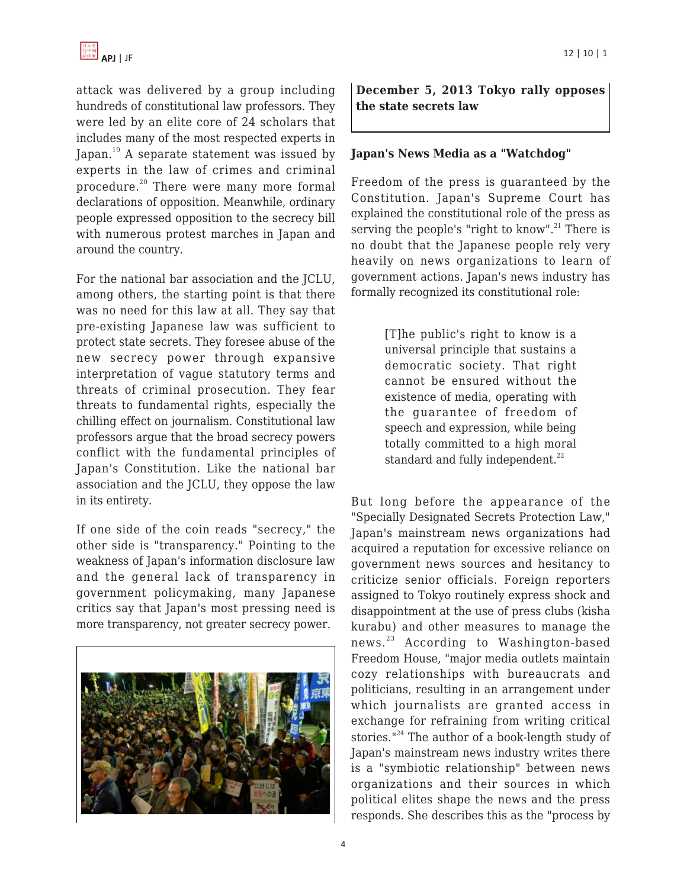attack was delivered by a group including hundreds of constitutional law professors. They were led by an elite core of 24 scholars that includes many of the most respected experts in Japan.[19] A separate statement was issued by experts in the law of crimes and criminal procedure.[20] There were many more formal declarations of opposition. Meanwhile, ordinary people expressed opposition to the secrecy bill with numerous protest marches in Japan and around the country.

For the national bar association and the JCLU, among others, the starting point is that there was no need for this law at all. They say that pre-existing Japanese law was sufficient to protect state secrets. They foresee abuse of the new secrecy power through expansive interpretation of vague statutory terms and threats of criminal prosecution. They fear threats to fundamental rights, especially the chilling effect on journalism. Constitutional law professors argue that the broad secrecy powers conflict with the fundamental principles of Japan's Constitution. Like the national bar association and the JCLU, they oppose the law in its entirety.

If one side of the coin reads "secrecy," the other side is "transparency." Pointing to the weakness of Japan's information disclosure law and the general lack of transparency in government policymaking, many Japanese critics say that Japan's most pressing need is more transparency, not greater secrecy power.

**December 5, 2013 Tokyo rally opposes the state secrets law**

**Japan's News Media as a "Watchdog"**

Freedom of the press is guaranteed by the Constitution. Japan's Supreme Court has explained the constitutional role of the press as serving the people's "right to know".[21] There is no doubt that the Japanese people rely very heavily on news organizations to learn of government actions. Japan's news industry has formally recognized its constitutional role:

> [T]he public's right to know is a universal principle that sustains a democratic society. That right cannot be ensured without the existence of media, operating with the guarantee of freedom of speech and expression, while being totally committed to a high moral standard and fully independent.[22]

But long before the appearance of the "Specially Designated Secrets Protection Law," Japan's mainstream news organizations had acquired a reputation for excessive reliance on government news sources and hesitancy to criticize senior officials. Foreign reporters assigned to Tokyo routinely express shock and disappointment at the use of press clubs (kisha kurabu) and other measures to manage the news.[23] According to Washington-based Freedom House, "major media outlets maintain cozy relationships with bureaucrats and politicians, resulting in an arrangement under which journalists are granted access in exchange for refraining from writing critical stories."[24] The author of a book-length study of Japan's mainstream news industry writes there is a "symbiotic relationship" between news organizations and their sources in which political elites shape the news and the press responds. She describes this as the "process by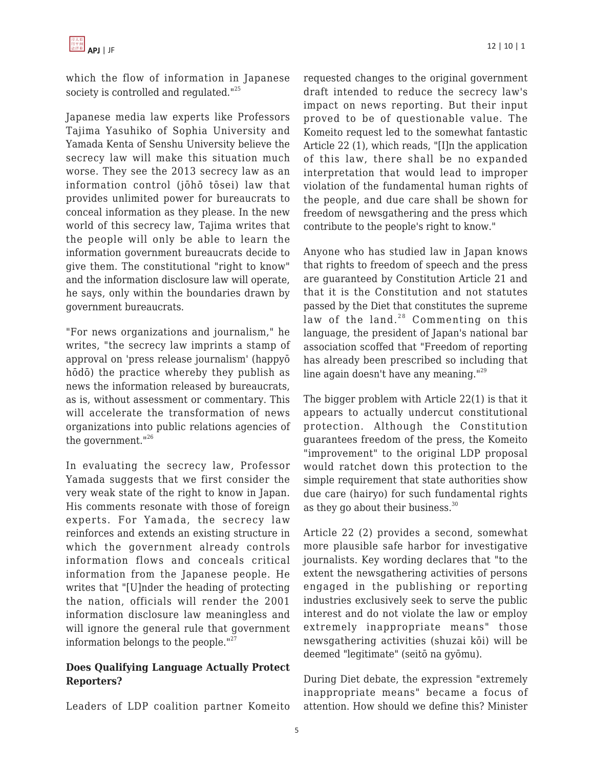which the flow of information in Japanese society is controlled and regulated."[25]

Japanese media law experts like Professors Tajima Yasuhiko of Sophia University and Yamada Kenta of Senshu University believe the secrecy law will make this situation much worse. They see the 2013 secrecy law as an information control (jōhō tōsei) law that provides unlimited power for bureaucrats to conceal information as they please. In the new world of this secrecy law, Tajima writes that the people will only be able to learn the information government bureaucrats decide to give them. The constitutional "right to know" and the information disclosure law will operate, he says, only within the boundaries drawn by government bureaucrats.

"For news organizations and journalism," he writes, "the secrecy law imprints a stamp of approval on 'press release journalism' (happyō hōdō) the practice whereby they publish as news the information released by bureaucrats, as is, without assessment or commentary. This will accelerate the transformation of news organizations into public relations agencies of the government."[26]

In evaluating the secrecy law, Professor Yamada suggests that we first consider the very weak state of the right to know in Japan. His comments resonate with those of foreign experts. For Yamada, the secrecy law reinforces and extends an existing structure in which the government already controls information flows and conceals critical information from the Japanese people. He writes that "[U]nder the heading of protecting the nation, officials will render the 2001 information disclosure law meaningless and will ignore the general rule that government information belongs to the people."[27]

**Does Qualifying Language Actually Protect Reporters?**

Leaders of LDP coalition partner Komeito requested changes to the original government draft intended to reduce the secrecy law's impact on news reporting. But their input proved to be of questionable value. The Komeito request led to the somewhat fantastic Article 22 (1), which reads, "[I]n the application of this law, there shall be no expanded interpretation that would lead to improper violation of the fundamental human rights of the people, and due care shall be shown for freedom of newsgathering and the press which contribute to the people's right to know."

Anyone who has studied law in Japan knows that rights to freedom of speech and the press are guaranteed by Constitution Article 21 and that it is the Constitution and not statutes passed by the Diet that constitutes the supreme law of the land.[28] Commenting on this language, the president of Japan's national bar association scoffed that "Freedom of reporting has already been prescribed so including that line again doesn't have any meaning."[29]

The bigger problem with Article 22(1) is that it appears to actually undercut constitutional protection. Although the Constitution guarantees freedom of the press, the Komeito "improvement" to the original LDP proposal would ratchet down this protection to the simple requirement that state authorities show due care (hairyo) for such fundamental rights as they go about their business.[30]

Article 22 (2) provides a second, somewhat more plausible safe harbor for investigative journalists. Key wording declares that "to the extent the newsgathering activities of persons engaged in the publishing or reporting industries exclusively seek to serve the public interest and do not violate the law or employ extremely inappropriate means" those newsgathering activities (shuzai kōi) will be deemed "legitimate" (seitō na gyōmu).

During Diet debate, the expression "extremely inappropriate means" became a focus of attention. How should we define this? Minister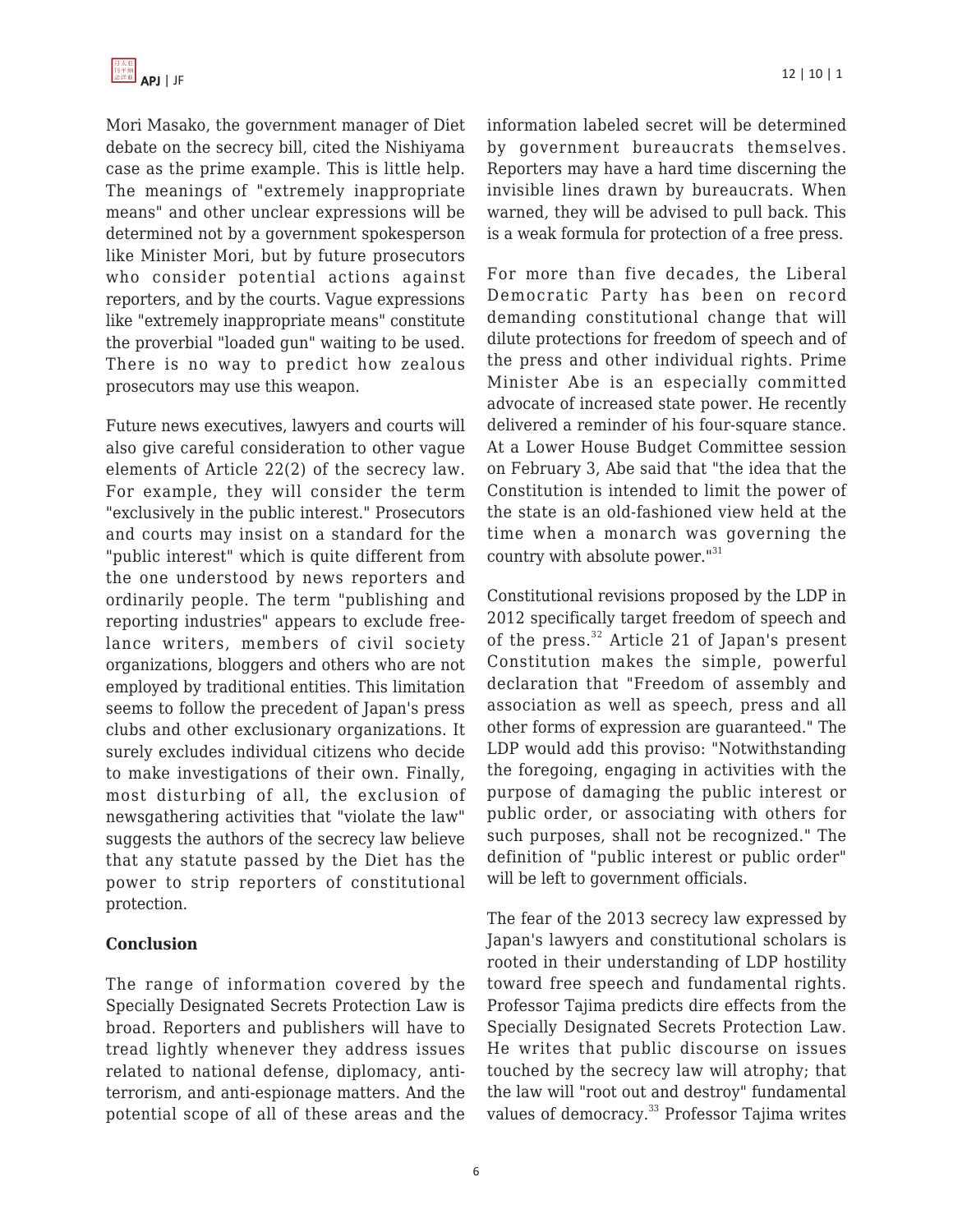Mori Masako, the government manager of Diet debate on the secrecy bill, cited the Nishiyama case as the prime example. This is little help. The meanings of "extremely inappropriate means" and other unclear expressions will be determined not by a government spokesperson like Minister Mori, but by future prosecutors who consider potential actions against reporters, and by the courts. Vague expressions like "extremely inappropriate means" constitute the proverbial "loaded gun" waiting to be used. There is no way to predict how zealous prosecutors may use this weapon.

Future news executives, lawyers and courts will also give careful consideration to other vague elements of Article 22(2) of the secrecy law. For example, they will consider the term "exclusively in the public interest." Prosecutors and courts may insist on a standard for the "public interest" which is quite different from the one understood by news reporters and ordinarily people. The term "publishing and reporting industries" appears to exclude free-lance writers, members of civil society organizations, bloggers and others who are not employed by traditional entities. This limitation seems to follow the precedent of Japan's press clubs and other exclusionary organizations. It surely excludes individual citizens who decide to make investigations of their own. Finally, most disturbing of all, the exclusion of newsgathering activities that "violate the law" suggests the authors of the secrecy law believe that any statute passed by the Diet has the power to strip reporters of constitutional protection.

**Conclusion**

The range of information covered by the Specially Designated Secrets Protection Law is broad. Reporters and publishers will have to tread lightly whenever they address issues related to national defense, diplomacy, anti-terrorism, and anti-espionage matters. And the potential scope of all of these areas and the information labeled secret will be determined by government bureaucrats themselves. Reporters may have a hard time discerning the invisible lines drawn by bureaucrats. When warned, they will be advised to pull back. This is a weak formula for protection of a free press.

For more than five decades, the Liberal Democratic Party has been on record demanding constitutional change that will dilute protections for freedom of speech and of the press and other individual rights. Prime Minister Abe is an especially committed advocate of increased state power. He recently delivered a reminder of his four-square stance. At a Lower House Budget Committee session on February 3, Abe said that "the idea that the Constitution is intended to limit the power of the state is an old-fashioned view held at the time when a monarch was governing the country with absolute power."[31]

Constitutional revisions proposed by the LDP in 2012 specifically target freedom of speech and of the press.[32] Article 21 of Japan's present Constitution makes the simple, powerful declaration that "Freedom of assembly and association as well as speech, press and all other forms of expression are guaranteed." The LDP would add this proviso: "Notwithstanding the foregoing, engaging in activities with the purpose of damaging the public interest or public order, or associating with others for such purposes, shall not be recognized." The definition of "public interest or public order" will be left to government officials.

The fear of the 2013 secrecy law expressed by Japan's lawyers and constitutional scholars is rooted in their understanding of LDP hostility toward free speech and fundamental rights. Professor Tajima predicts dire effects from the Specially Designated Secrets Protection Law. He writes that public discourse on issues touched by the secrecy law will atrophy; that the law will "root out and destroy" fundamental values of democracy.[33] Professor Tajima writes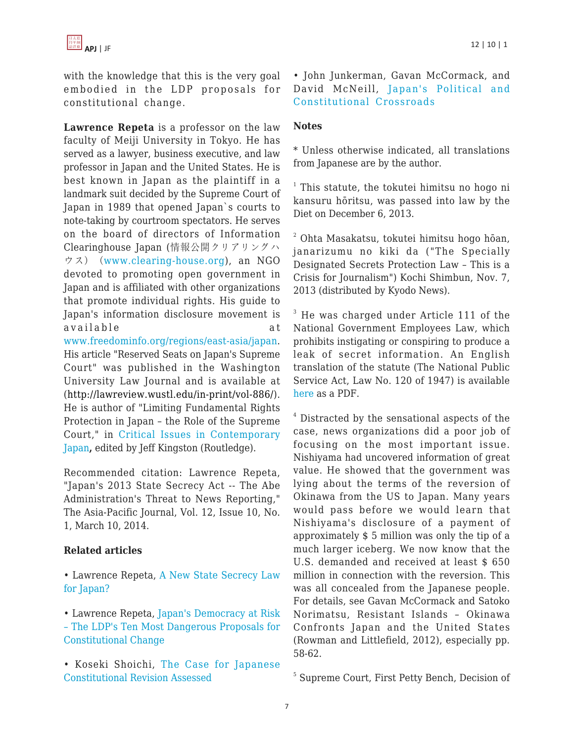with the knowledge that this is the very goal embodied in the LDP proposals for constitutional change.

**Lawrence Repeta** is a professor on the law faculty of Meiji University in Tokyo. He has served as a lawyer, business executive, and law professor in Japan and the United States. He is best known in Japan as the plaintiff in a landmark suit decided by the Supreme Court of Japan in 1989 that opened Japan`s courts to note-taking by courtroom spectators. He serves on the board of directors of Information Clearinghouse Japan (情報公開クリアリングハウス) (www.clearing-house.org), an NGO devoted to promoting open government in Japan and is affiliated with other organizations that promote individual rights. His guide to Japan's information disclosure movement is available at www.freedominfo.org/regions/east-asia/japan. His article "Reserved Seats on Japan's Supreme Court" was published in the Washington University Law Journal and is available at (http://lawreview.wustl.edu/in-print/vol-886/). He is author of "Limiting Fundamental Rights Protection in Japan – the Role of the Supreme Court," in Critical Issues in Contemporary Japan, edited by Jeff Kingston (Routledge).

Recommended citation: Lawrence Repeta, "Japan's 2013 State Secrecy Act -- The Abe Administration's Threat to News Reporting," The Asia-Pacific Journal, Vol. 12, Issue 10, No. 1, March 10, 2014.

**Related articles**

• Lawrence Repeta, A New State Secrecy Law for Japan?

• Lawrence Repeta, Japan's Democracy at Risk – The LDP's Ten Most Dangerous Proposals for Constitutional Change

• Koseki Shoichi, The Case for Japanese Constitutional Revision Assessed

• John Junkerman, Gavan McCormack, and David McNeill, Japan's Political and Constitutional Crossroads

**Notes**

* Unless otherwise indicated, all translations from Japanese are by the author.

[1] This statute, the tokutei himitsu no hogo ni kansuru hōritsu, was passed into law by the Diet on December 6, 2013.

[2] Ohta Masakatsu, tokutei himitsu hogo hōan, janarizumu no kiki da ("The Specially Designated Secrets Protection Law – This is a Crisis for Journalism") Kochi Shimbun, Nov. 7, 2013 (distributed by Kyodo News).

[3] He was charged under Article 111 of the National Government Employees Law, which prohibits instigating or conspiring to produce a leak of secret information. An English translation of the statute (The National Public Service Act, Law No. 120 of 1947) is available here as a PDF.

[4] Distracted by the sensational aspects of the case, news organizations did a poor job of focusing on the most important issue. Nishiyama had uncovered information of great value. He showed that the government was lying about the terms of the reversion of Okinawa from the US to Japan. Many years would pass before we would learn that Nishiyama's disclosure of a payment of approximately $ 5 million was only the tip of a much larger iceberg. We now know that the U.S. demanded and received at least $ 650 million in connection with the reversion. This was all concealed from the Japanese people. For details, see Gavan McCormack and Satoko Norimatsu, Resistant Islands – Okinawa Confronts Japan and the United States (Rowman and Littlefield, 2012), especially pp. 58-62.

[5] Supreme Court, First Petty Bench, Decision of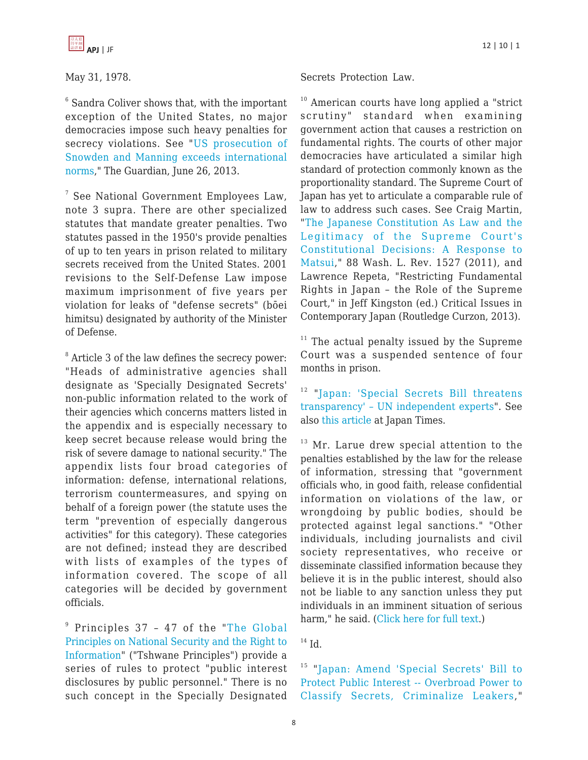May 31, 1978.

[6] Sandra Coliver shows that, with the important exception of the United States, no major democracies impose such heavy penalties for secrecy violations. See "US prosecution of Snowden and Manning exceeds international norms," The Guardian, June 26, 2013.

[7] See National Government Employees Law, note 3 supra. There are other specialized statutes that mandate greater penalties. Two statutes passed in the 1950's provide penalties of up to ten years in prison related to military secrets received from the United States. 2001 revisions to the Self-Defense Law impose maximum imprisonment of five years per violation for leaks of "defense secrets" (bōei himitsu) designated by authority of the Minister of Defense.

[8] Article 3 of the law defines the secrecy power: "Heads of administrative agencies shall designate as 'Specially Designated Secrets' non-public information related to the work of their agencies which concerns matters listed in the appendix and is especially necessary to keep secret because release would bring the risk of severe damage to national security." The appendix lists four broad categories of information: defense, international relations, terrorism countermeasures, and spying on behalf of a foreign power (the statute uses the term "prevention of especially dangerous activities" for this category). These categories are not defined; instead they are described with lists of examples of the types of information covered. The scope of all categories will be decided by government officials.

[9] Principles 37 – 47 of the "The Global Principles on National Security and the Right to Information" ("Tshwane Principles") provide a series of rules to protect "public interest disclosures by public personnel." There is no such concept in the Specially Designated Secrets Protection Law.

[10] American courts have long applied a "strict scrutiny" standard when examining government action that causes a restriction on fundamental rights. The courts of other major democracies have articulated a similar high standard of protection commonly known as the proportionality standard. The Supreme Court of Japan has yet to articulate a comparable rule of law to address such cases. See Craig Martin, "The Japanese Constitution As Law and the Legitimacy of the Supreme Court's Constitutional Decisions: A Response to Matsui," 88 Wash. L. Rev. 1527 (2011), and Lawrence Repeta, "Restricting Fundamental Rights in Japan – the Role of the Supreme Court," in Jeff Kingston (ed.) Critical Issues in Contemporary Japan (Routledge Curzon, 2013).

[11] The actual penalty issued by the Supreme Court was a suspended sentence of four months in prison.

[12] "Japan: 'Special Secrets Bill threatens transparency' – UN independent experts". See also this article at Japan Times.

[13] Mr. Larue drew special attention to the penalties established by the law for the release of information, stressing that "government officials who, in good faith, release confidential information on violations of the law, or wrongdoing by public bodies, should be protected against legal sanctions." "Other individuals, including journalists and civil society representatives, who receive or disseminate classified information because they believe it is in the public interest, should also not be liable to any sanction unless they put individuals in an imminent situation of serious harm," he said. (Click here for full text.)

[14] Id.

[15] "Japan: Amend 'Special Secrets' Bill to Protect Public Interest -- Overbroad Power to Classify Secrets, Criminalize Leakers,"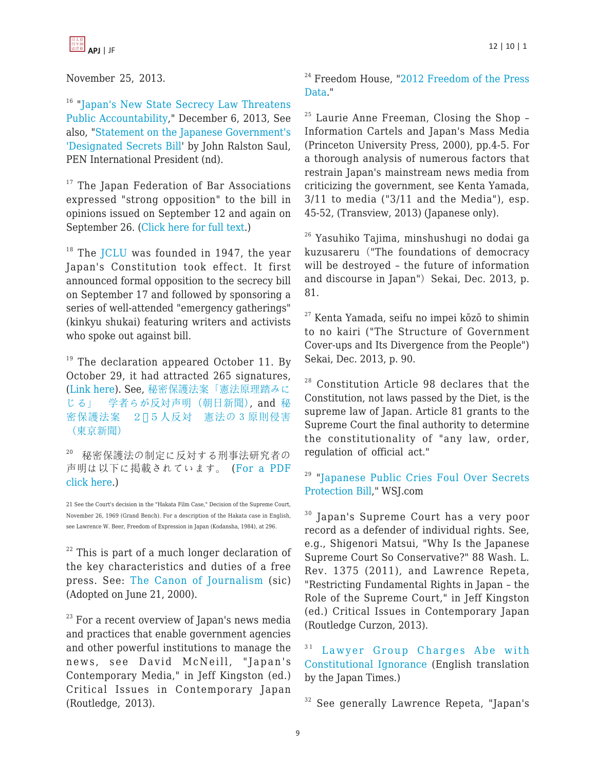November 25, 2013.

[16] "Japan's New State Secrecy Law Threatens Public Accountability," December 6, 2013, See also, "Statement on the Japanese Government's 'Designated Secrets Bill' by John Ralston Saul, PEN International President (nd).

[17] The Japan Federation of Bar Associations expressed "strong opposition" to the bill in opinions issued on September 12 and again on September 26. (Click here for full text.)

[18] The JCLU was founded in 1947, the year Japan's Constitution took effect. It first announced formal opposition to the secrecy bill on September 17 and followed by sponsoring a series of well-attended "emergency gatherings" (kinkyu shukai) featuring writers and activists who spoke out against bill.

[19] The declaration appeared October 11. By October 29, it had attracted 265 signatures, (Link here). See, 秘密保護法案「憲法原理踏みにじる」　学者らが反対声明（朝日新聞）, and 秘密保護法案　2▯5人反対　憲法の３原則侵害（東京新聞）

[20] 秘密保護法の制定に反対する刑事法研究者の声明は以下に掲載されています。 (For a PDF click here.)

21 See the Court's decision in the "Hakata Film Case," Decision of the Supreme Court, November 26, 1969 (Grand Bench). For a description of the Hakata case in English, see Lawrence W. Beer, Freedom of Expression in Japan (Kodansha, 1984), at 296.

[22] This is part of a much longer declaration of the key characteristics and duties of a free press. See: The Canon of Journalism (sic) (Adopted on June 21, 2000).

[23] For a recent overview of Japan's news media and practices that enable government agencies and other powerful institutions to manage the news, see David McNeill, "Japan's Contemporary Media," in Jeff Kingston (ed.) Critical Issues in Contemporary Japan (Routledge, 2013).

[24] Freedom House, "2012 Freedom of the Press Data."

[25] Laurie Anne Freeman, Closing the Shop – Information Cartels and Japan's Mass Media (Princeton University Press, 2000), pp.4-5. For a thorough analysis of numerous factors that restrain Japan's mainstream news media from criticizing the government, see Kenta Yamada, 3/11 to media ("3/11 and the Media"), esp. 45-52, (Transview, 2013) (Japanese only).

[26] Yasuhiko Tajima, minshushugi no dodai ga kuzusareru（"The foundations of democracy will be destroyed – the future of information and discourse in Japan"）Sekai, Dec. 2013, p. 81.

[27] Kenta Yamada, seifu no impei kōzō to shimin to no kairi ("The Structure of Government Cover-ups and Its Divergence from the People") Sekai, Dec. 2013, p. 90.

[28] Constitution Article 98 declares that the Constitution, not laws passed by the Diet, is the supreme law of Japan. Article 81 grants to the Supreme Court the final authority to determine the constitutionality of "any law, order, regulation of official act."

[29] "Japanese Public Cries Foul Over Secrets Protection Bill," WSJ.com

[30] Japan's Supreme Court has a very poor record as a defender of individual rights. See, e.g., Shigenori Matsui, "Why Is the Japanese Supreme Court So Conservative?" 88 Wash. L. Rev. 1375 (2011), and Lawrence Repeta, "Restricting Fundamental Rights in Japan – the Role of the Supreme Court," in Jeff Kingston (ed.) Critical Issues in Contemporary Japan (Routledge Curzon, 2013).

[31] Lawyer Group Charges Abe with Constitutional Ignorance (English translation by the Japan Times.)

[32] See generally Lawrence Repeta, "Japan's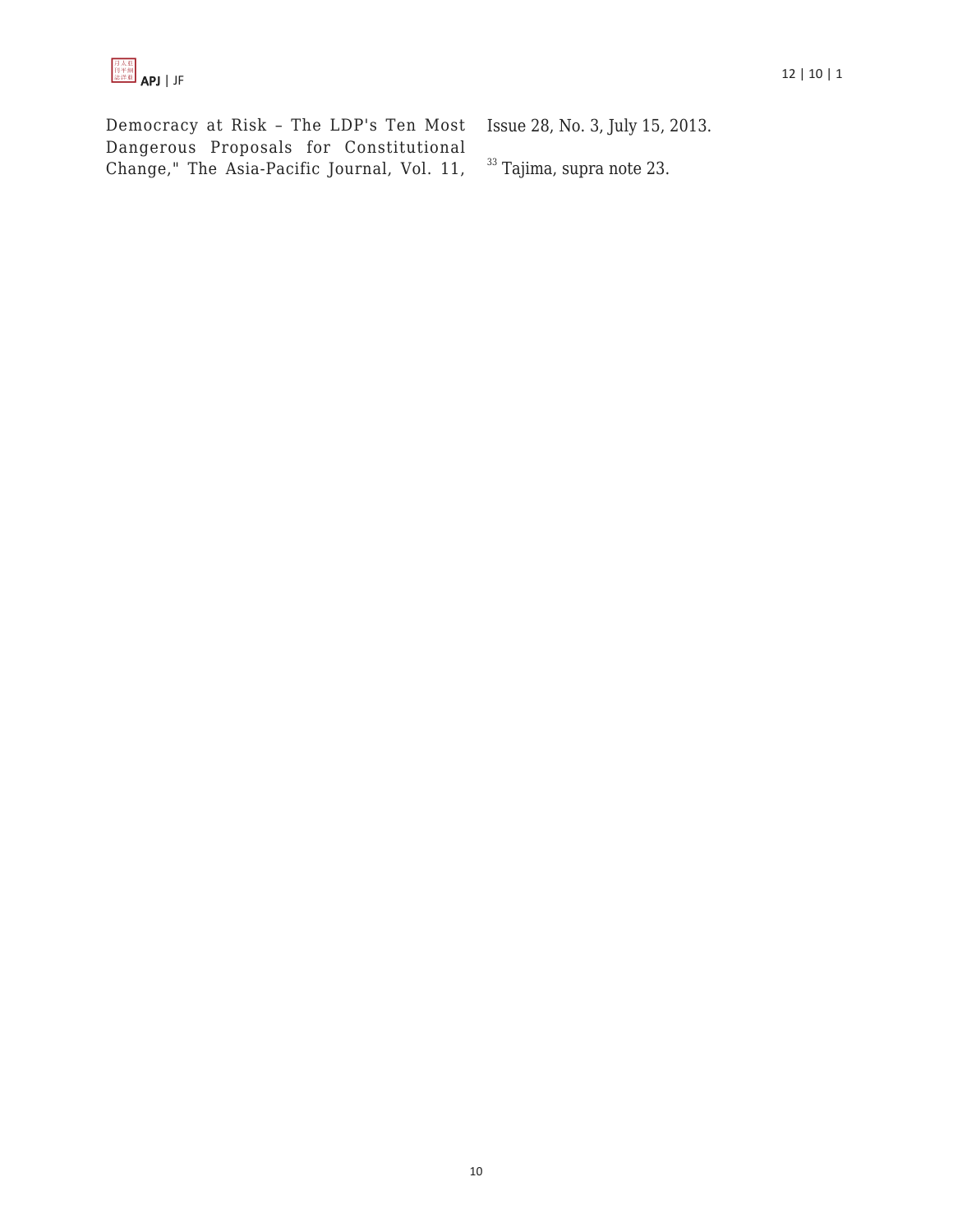Democracy at Risk – The LDP's Ten Most Dangerous Proposals for Constitutional Change," The Asia-Pacific Journal, Vol. 11, Issue 28, No. 3, July 15, 2013.

[33] Tajima, supra note 23.